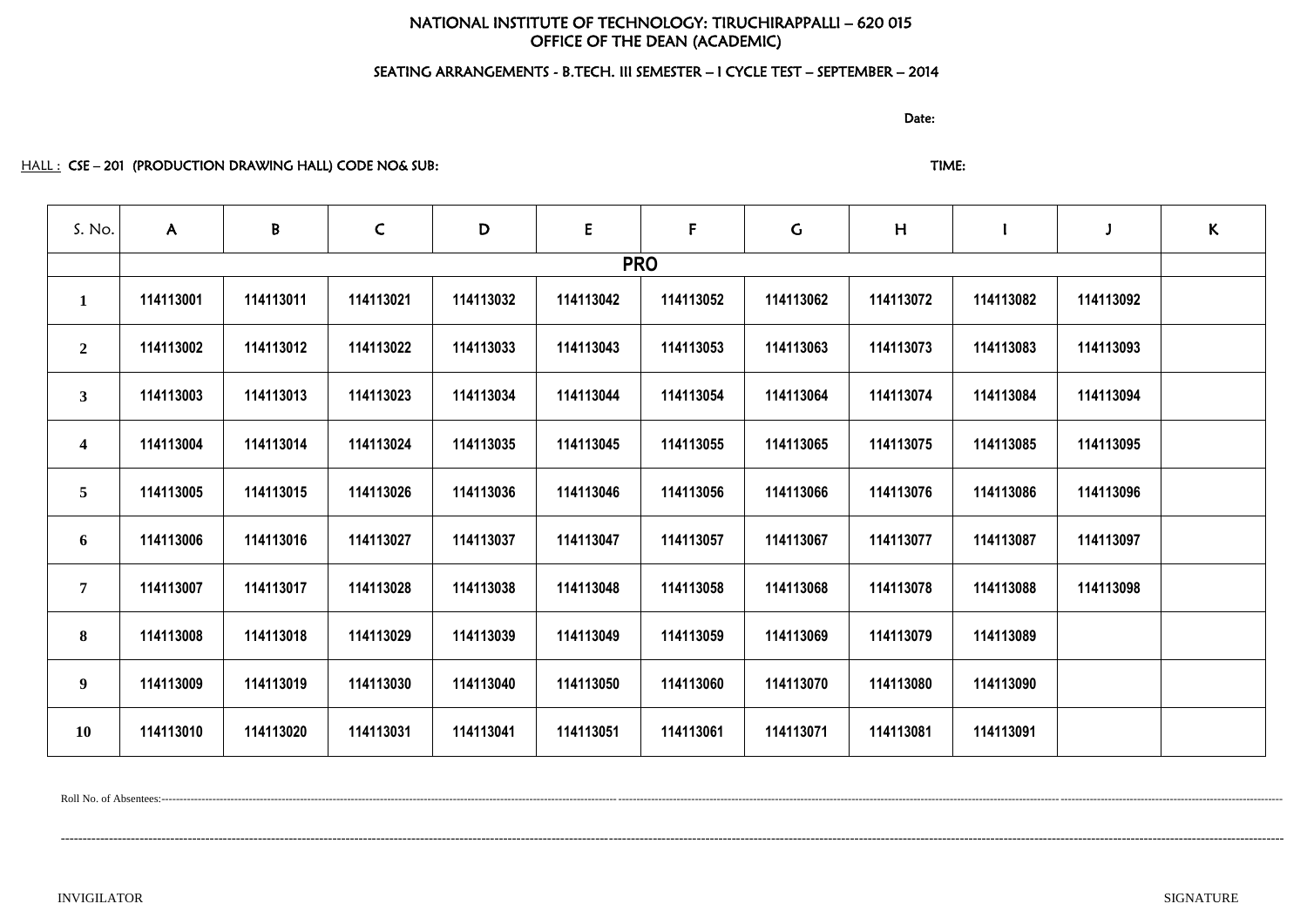NATIONAL INSTITUTE OF TECHNOLOGY: TIRUCHIRAPPALLI – 620 015
OFFICE OF THE DEAN (ACADEMIC)

SEATING ARRANGEMENTS - B.TECH. III SEMESTER – I CYCLE TEST – SEPTEMBER – 2014

Date:

HALL : CSE – 201 (PRODUCTION DRAWING HALL) CODE NO& SUB: TIME:

| S. No. | A | B | C | D | E | F | G | H | I | J | K |
|---|---|---|---|---|---|---|---|---|---|---|---|
| | PRO | | | | | | | | | | |
| 1 | 114113001 | 114113011 | 114113021 | 114113032 | 114113042 | 114113052 | 114113062 | 114113072 | 114113082 | 114113092 | |
| 2 | 114113002 | 114113012 | 114113022 | 114113033 | 114113043 | 114113053 | 114113063 | 114113073 | 114113083 | 114113093 | |
| 3 | 114113003 | 114113013 | 114113023 | 114113034 | 114113044 | 114113054 | 114113064 | 114113074 | 114113084 | 114113094 | |
| 4 | 114113004 | 114113014 | 114113024 | 114113035 | 114113045 | 114113055 | 114113065 | 114113075 | 114113085 | 114113095 | |
| 5 | 114113005 | 114113015 | 114113026 | 114113036 | 114113046 | 114113056 | 114113066 | 114113076 | 114113086 | 114113096 | |
| 6 | 114113006 | 114113016 | 114113027 | 114113037 | 114113047 | 114113057 | 114113067 | 114113077 | 114113087 | 114113097 | |
| 7 | 114113007 | 114113017 | 114113028 | 114113038 | 114113048 | 114113058 | 114113068 | 114113078 | 114113088 | 114113098 | |
| 8 | 114113008 | 114113018 | 114113029 | 114113039 | 114113049 | 114113059 | 114113069 | 114113079 | 114113089 | | |
| 9 | 114113009 | 114113019 | 114113030 | 114113040 | 114113050 | 114113060 | 114113070 | 114113080 | 114113090 | | |
| 10 | 114113010 | 114113020 | 114113031 | 114113041 | 114113051 | 114113061 | 114113071 | 114113081 | 114113091 | | |

Roll No. of Absentees:------------------------------------------------------------------------------------------------------------------------------------------------

------------------------------------------------------------------------------------------------------------------------------------------------

INVIGILATOR SIGNATURE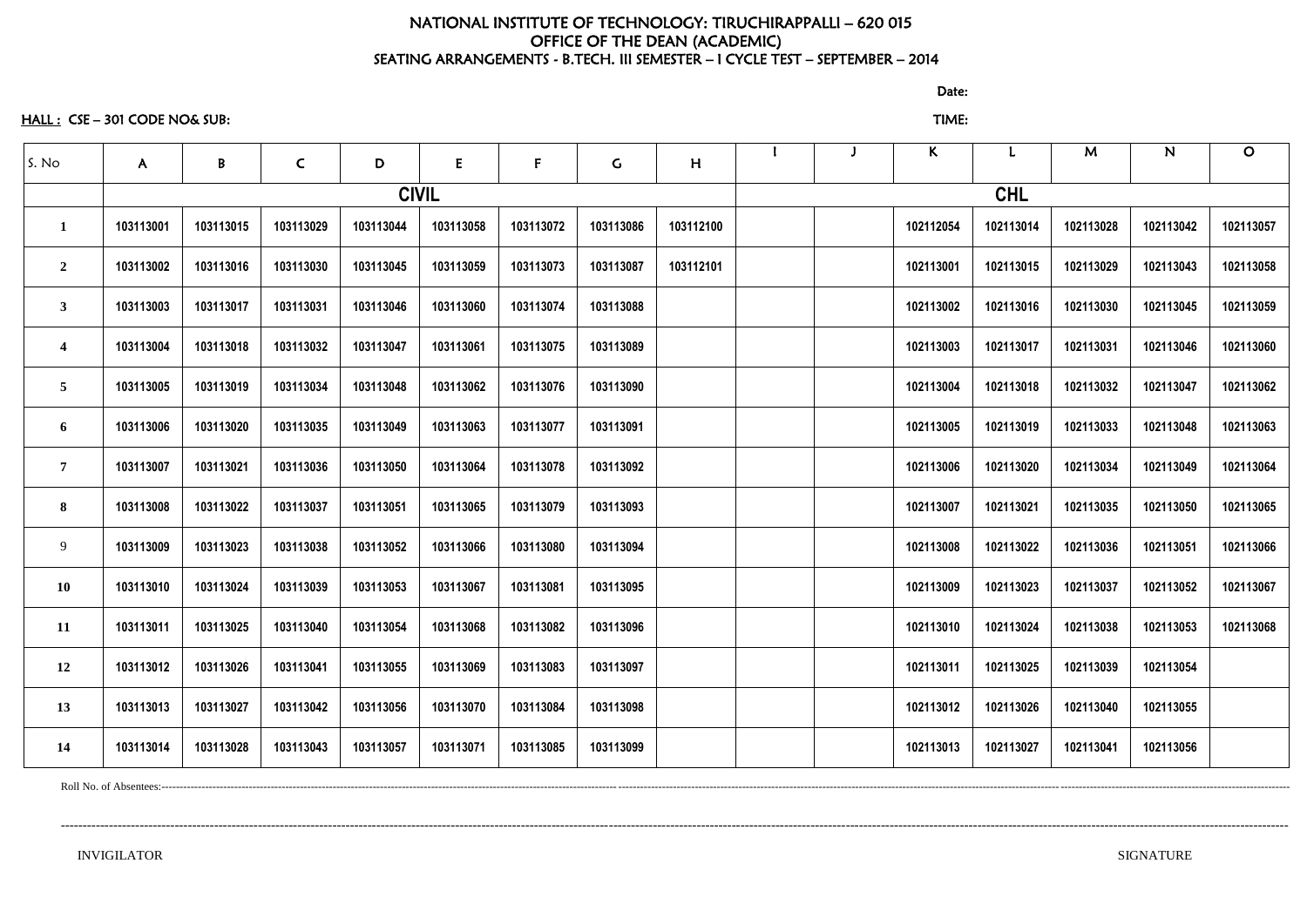# NATIONAL INSTITUTE OF TECHNOLOGY: TIRUCHIRAPPALLI – 620 015
## OFFICE OF THE DEAN (ACADEMIC)
### SEATING ARRANGEMENTS - B.TECH. III SEMESTER – I CYCLE TEST – SEPTEMBER – 2014

Date:

HALL : CSE – 301 CODE NO& SUB:

TIME:

| S. No | A | B | C | D | E | F | G | H | I | J | K | L | M | N | O |
|---|---|---|---|---|---|---|---|---|---|---|---|---|---|---|---|
| | CIVIL | | | | | | | | CHL | | | | | | |
| 1 | 103113001 | 103113015 | 103113029 | 103113044 | 103113058 | 103113072 | 103113086 | 103112100 | | | 102112054 | 102113014 | 102113028 | 102113042 | 102113057 |
| 2 | 103113002 | 103113016 | 103113030 | 103113045 | 103113059 | 103113073 | 103113087 | 103112101 | | | 102113001 | 102113015 | 102113029 | 102113043 | 102113058 |
| 3 | 103113003 | 103113017 | 103113031 | 103113046 | 103113060 | 103113074 | 103113088 | | | | 102113002 | 102113016 | 102113030 | 102113045 | 102113059 |
| 4 | 103113004 | 103113018 | 103113032 | 103113047 | 103113061 | 103113075 | 103113089 | | | | 102113003 | 102113017 | 102113031 | 102113046 | 102113060 |
| 5 | 103113005 | 103113019 | 103113034 | 103113048 | 103113062 | 103113076 | 103113090 | | | | 102113004 | 102113018 | 102113032 | 102113047 | 102113062 |
| 6 | 103113006 | 103113020 | 103113035 | 103113049 | 103113063 | 103113077 | 103113091 | | | | 102113005 | 102113019 | 102113033 | 102113048 | 102113063 |
| 7 | 103113007 | 103113021 | 103113036 | 103113050 | 103113064 | 103113078 | 103113092 | | | | 102113006 | 102113020 | 102113034 | 102113049 | 102113064 |
| 8 | 103113008 | 103113022 | 103113037 | 103113051 | 103113065 | 103113079 | 103113093 | | | | 102113007 | 102113021 | 102113035 | 102113050 | 102113065 |
| 9 | 103113009 | 103113023 | 103113038 | 103113052 | 103113066 | 103113080 | 103113094 | | | | 102113008 | 102113022 | 102113036 | 102113051 | 102113066 |
| 10 | 103113010 | 103113024 | 103113039 | 103113053 | 103113067 | 103113081 | 103113095 | | | | 102113009 | 102113023 | 102113037 | 102113052 | 102113067 |
| 11 | 103113011 | 103113025 | 103113040 | 103113054 | 103113068 | 103113082 | 103113096 | | | | 102113010 | 102113024 | 102113038 | 102113053 | 102113068 |
| 12 | 103113012 | 103113026 | 103113041 | 103113055 | 103113069 | 103113083 | 103113097 | | | | 102113011 | 102113025 | 102113039 | 102113054 | |
| 13 | 103113013 | 103113027 | 103113042 | 103113056 | 103113070 | 103113084 | 103113098 | | | | 102113012 | 102113026 | 102113040 | 102113055 | |
| 14 | 103113014 | 103113028 | 103113043 | 103113057 | 103113071 | 103113085 | 103113099 | | | | 102113013 | 102113027 | 102113041 | 102113056 | |

Roll No. of Absentees:------------------------------------------------------------------------------------------------------------------------------------------------

------------------------------------------------------------------------------------------------------------------------------------------------

INVIGILATOR SIGNATURE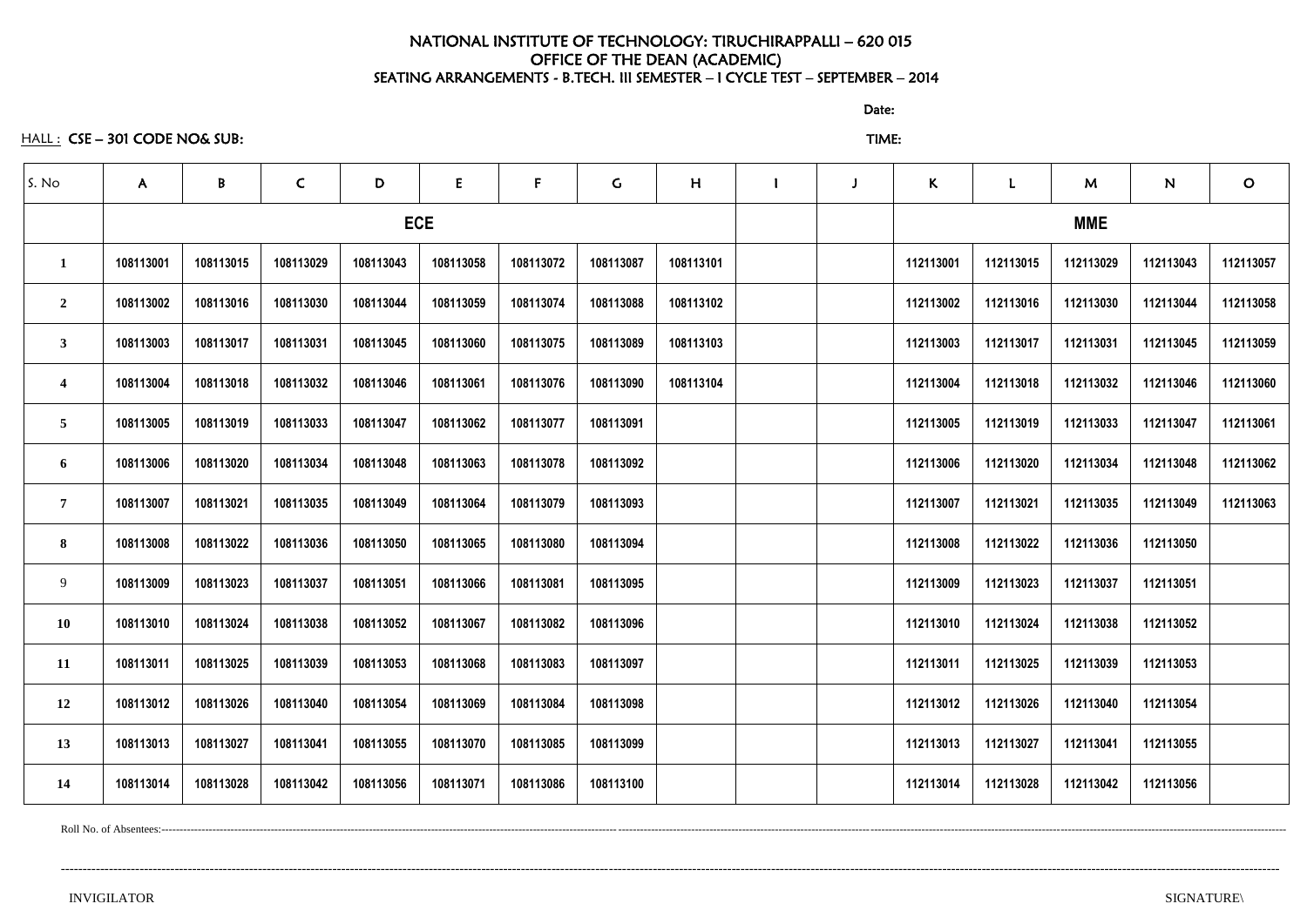# NATIONAL INSTITUTE OF TECHNOLOGY: TIRUCHIRAPPALLI – 620 015
## OFFICE OF THE DEAN (ACADEMIC)
### SEATING ARRANGEMENTS - B.TECH. III SEMESTER – I CYCLE TEST – SEPTEMBER – 2014

Date:

HALL : CSE – 301 CODE NO& SUB:

TIME:

| S. No | A | B | C | D | E | F | G | H | I | J | K | L | M | N | O |
|---|---|---|---|---|---|---|---|---|---|---|---|---|---|---|---|
| | ECE | | | | | | | | | | MME | | | | |
| 1 | 108113001 | 108113015 | 108113029 | 108113043 | 108113058 | 108113072 | 108113087 | 108113101 | | | 112113001 | 112113015 | 112113029 | 112113043 | 112113057 |
| 2 | 108113002 | 108113016 | 108113030 | 108113044 | 108113059 | 108113074 | 108113088 | 108113102 | | | 112113002 | 112113016 | 112113030 | 112113044 | 112113058 |
| 3 | 108113003 | 108113017 | 108113031 | 108113045 | 108113060 | 108113075 | 108113089 | 108113103 | | | 112113003 | 112113017 | 112113031 | 112113045 | 112113059 |
| 4 | 108113004 | 108113018 | 108113032 | 108113046 | 108113061 | 108113076 | 108113090 | 108113104 | | | 112113004 | 112113018 | 112113032 | 112113046 | 112113060 |
| 5 | 108113005 | 108113019 | 108113033 | 108113047 | 108113062 | 108113077 | 108113091 | | | | 112113005 | 112113019 | 112113033 | 112113047 | 112113061 |
| 6 | 108113006 | 108113020 | 108113034 | 108113048 | 108113063 | 108113078 | 108113092 | | | | 112113006 | 112113020 | 112113034 | 112113048 | 112113062 |
| 7 | 108113007 | 108113021 | 108113035 | 108113049 | 108113064 | 108113079 | 108113093 | | | | 112113007 | 112113021 | 112113035 | 112113049 | 112113063 |
| 8 | 108113008 | 108113022 | 108113036 | 108113050 | 108113065 | 108113080 | 108113094 | | | | 112113008 | 112113022 | 112113036 | 112113050 | |
| 9 | 108113009 | 108113023 | 108113037 | 108113051 | 108113066 | 108113081 | 108113095 | | | | 112113009 | 112113023 | 112113037 | 112113051 | |
| 10 | 108113010 | 108113024 | 108113038 | 108113052 | 108113067 | 108113082 | 108113096 | | | | 112113010 | 112113024 | 112113038 | 112113052 | |
| 11 | 108113011 | 108113025 | 108113039 | 108113053 | 108113068 | 108113083 | 108113097 | | | | 112113011 | 112113025 | 112113039 | 112113053 | |
| 12 | 108113012 | 108113026 | 108113040 | 108113054 | 108113069 | 108113084 | 108113098 | | | | 112113012 | 112113026 | 112113040 | 112113054 | |
| 13 | 108113013 | 108113027 | 108113041 | 108113055 | 108113070 | 108113085 | 108113099 | | | | 112113013 | 112113027 | 112113041 | 112113055 | |
| 14 | 108113014 | 108113028 | 108113042 | 108113056 | 108113071 | 108113086 | 108113100 | | | | 112113014 | 112113028 | 112113042 | 112113056 | |

Roll No. of Absentees:----------------------------------------------------------------------------------------------------

----------------------------------------------------------------------------------------------------

INVIGILATOR SIGNATURE\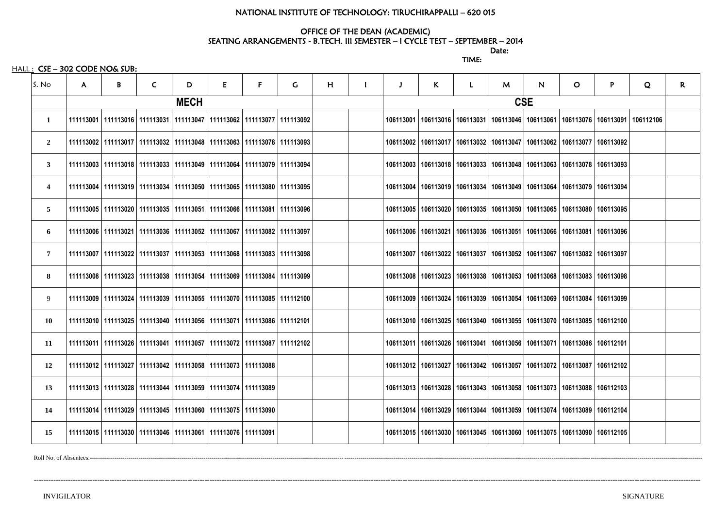NATIONAL INSTITUTE OF TECHNOLOGY: TIRUCHIRAPPALLI – 620 015

OFFICE OF THE DEAN (ACADEMIC)

SEATING ARRANGEMENTS - B.TECH. III SEMESTER – I CYCLE TEST – SEPTEMBER – 2014

Date:

TIME:

HALL : CSE – 302 CODE NO& SUB:

| S. No | A | B | C | D | E | F | G | H | I | J | K | L | M | N | O | P | Q | R |
|---|---|---|---|---|---|---|---|---|---|---|---|---|---|---|---|---|---|---|
| | MECH | | | | | | | | | CSE | | | | | | | | |
| 1 | 111113001 | 111113016 | 111113031 | 111113047 | 111113062 | 111113077 | 111113092 | | | 106113001 | 106113016 | 106113031 | 106113046 | 106113061 | 106113076 | 106113091 | 106112106 | |
| 2 | 111113002 | 111113017 | 111113032 | 111113048 | 111113063 | 111113078 | 111113093 | | | 106113002 | 106113017 | 106113032 | 106113047 | 106113062 | 106113077 | 106113092 | | |
| 3 | 111113003 | 111113018 | 111113033 | 111113049 | 111113064 | 111113079 | 111113094 | | | 106113003 | 106113018 | 106113033 | 106113048 | 106113063 | 106113078 | 106113093 | | |
| 4 | 111113004 | 111113019 | 111113034 | 111113050 | 111113065 | 111113080 | 111113095 | | | 106113004 | 106113019 | 106113034 | 106113049 | 106113064 | 106113079 | 106113094 | | |
| 5 | 111113005 | 111113020 | 111113035 | 111113051 | 111113066 | 111113081 | 111113096 | | | 106113005 | 106113020 | 106113035 | 106113050 | 106113065 | 106113080 | 106113095 | | |
| 6 | 111113006 | 111113021 | 111113036 | 111113052 | 111113067 | 111113082 | 111113097 | | | 106113006 | 106113021 | 106113036 | 106113051 | 106113066 | 106113081 | 106113096 | | |
| 7 | 111113007 | 111113022 | 111113037 | 111113053 | 111113068 | 111113083 | 111113098 | | | 106113007 | 106113022 | 106113037 | 106113052 | 106113067 | 106113082 | 106113097 | | |
| 8 | 111113008 | 111113023 | 111113038 | 111113054 | 111113069 | 111113084 | 111113099 | | | 106113008 | 106113023 | 106113038 | 106113053 | 106113068 | 106113083 | 106113098 | | |
| 9 | 111113009 | 111113024 | 111113039 | 111113055 | 111113070 | 111113085 | 111112100 | | | 106113009 | 106113024 | 106113039 | 106113054 | 106113069 | 106113084 | 106113099 | | |
| 10 | 111113010 | 111113025 | 111113040 | 111113056 | 111113071 | 111113086 | 111112101 | | | 106113010 | 106113025 | 106113040 | 106113055 | 106113070 | 106113085 | 106112100 | | |
| 11 | 111113011 | 111113026 | 111113041 | 111113057 | 111113072 | 111113087 | 111112102 | | | 106113011 | 106113026 | 106113041 | 106113056 | 106113071 | 106113086 | 106112101 | | |
| 12 | 111113012 | 111113027 | 111113042 | 111113058 | 111113073 | 111113088 | | | | 106113012 | 106113027 | 106113042 | 106113057 | 106113072 | 106113087 | 106112102 | | |
| 13 | 111113013 | 111113028 | 111113044 | 111113059 | 111113074 | 111113089 | | | | 106113013 | 106113028 | 106113043 | 106113058 | 106113073 | 106113088 | 106112103 | | |
| 14 | 111113014 | 111113029 | 111113045 | 111113060 | 111113075 | 111113090 | | | | 106113014 | 106113029 | 106113044 | 106113059 | 106113074 | 106113089 | 106112104 | | |
| 15 | 111113015 | 111113030 | 111113046 | 111113061 | 111113076 | 111113091 | | | | 106113015 | 106113030 | 106113045 | 106113060 | 106113075 | 106113090 | 106112105 | | |

Roll No. of Absentees:------------------------------------------------------------------------

INVIGILATOR SIGNATURE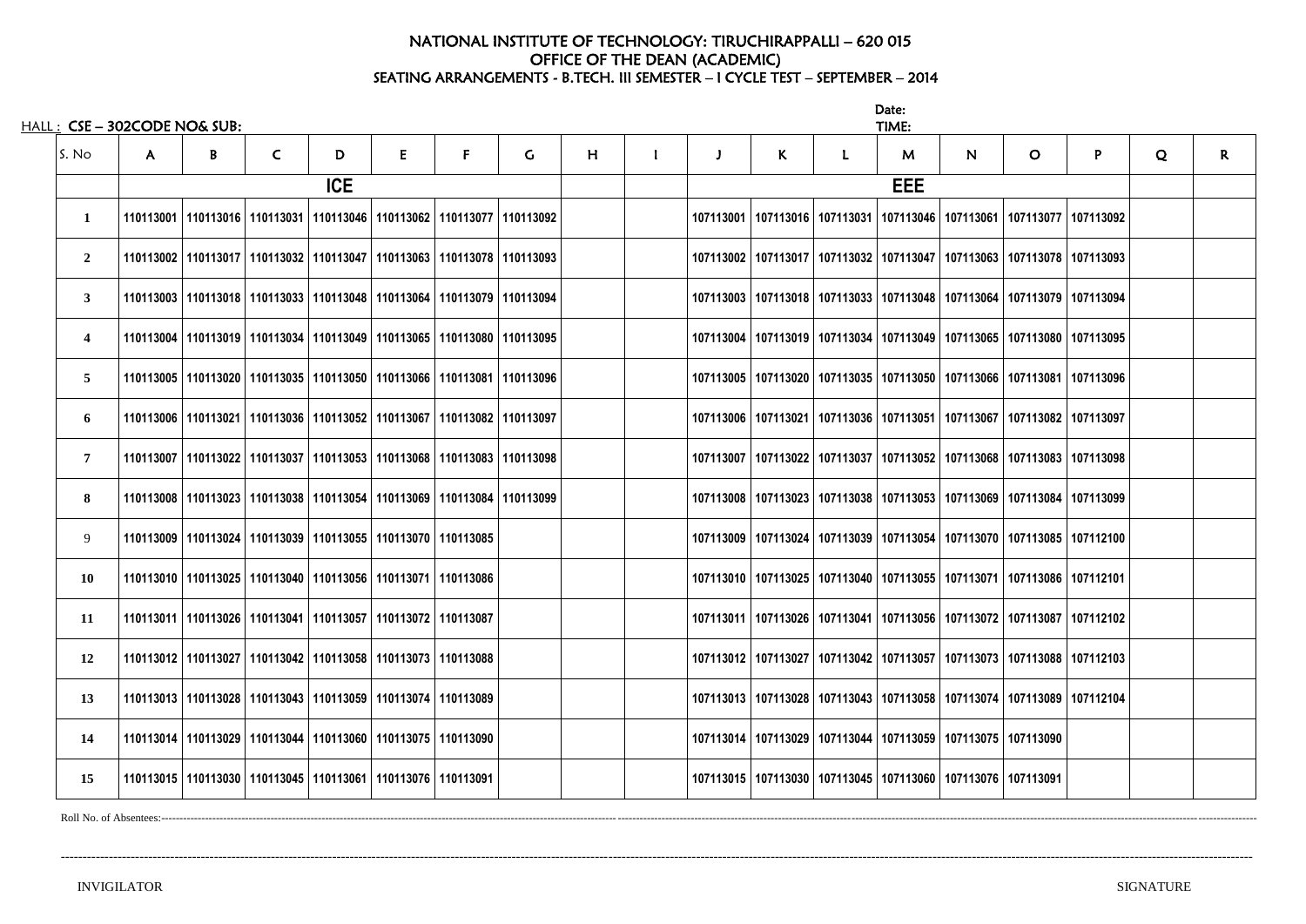# NATIONAL INSTITUTE OF TECHNOLOGY: TIRUCHIRAPPALLI – 620 015
## OFFICE OF THE DEAN (ACADEMIC)
### SEATING ARRANGEMENTS - B.TECH. III SEMESTER – I CYCLE TEST – SEPTEMBER – 2014

HALL : **CSE – 302CODE NO& SUB:**

Date:
TIME:

| S. No | A | B | C | D | E | F | G | H | I | J | K | L | M | N | O | P | Q | R |
|---|---|---|---|---|---|---|---|---|---|---|---|---|---|---|---|---|---|---|
| | | | | ICE | | | | | | | | | EEE | | | | | |
| 1 | 110113001 | 110113016 | 110113031 | 110113046 | 110113062 | 110113077 | 110113092 | | | 107113001 | 107113016 | 107113031 | 107113046 | 107113061 | 107113077 | 107113092 | | |
| 2 | 110113002 | 110113017 | 110113032 | 110113047 | 110113063 | 110113078 | 110113093 | | | 107113002 | 107113017 | 107113032 | 107113047 | 107113063 | 107113078 | 107113093 | | |
| 3 | 110113003 | 110113018 | 110113033 | 110113048 | 110113064 | 110113079 | 110113094 | | | 107113003 | 107113018 | 107113033 | 107113048 | 107113064 | 107113079 | 107113094 | | |
| 4 | 110113004 | 110113019 | 110113034 | 110113049 | 110113065 | 110113080 | 110113095 | | | 107113004 | 107113019 | 107113034 | 107113049 | 107113065 | 107113080 | 107113095 | | |
| 5 | 110113005 | 110113020 | 110113035 | 110113050 | 110113066 | 110113081 | 110113096 | | | 107113005 | 107113020 | 107113035 | 107113050 | 107113066 | 107113081 | 107113096 | | |
| 6 | 110113006 | 110113021 | 110113036 | 110113052 | 110113067 | 110113082 | 110113097 | | | 107113006 | 107113021 | 107113036 | 107113051 | 107113067 | 107113082 | 107113097 | | |
| 7 | 110113007 | 110113022 | 110113037 | 110113053 | 110113068 | 110113083 | 110113098 | | | 107113007 | 107113022 | 107113037 | 107113052 | 107113068 | 107113083 | 107113098 | | |
| 8 | 110113008 | 110113023 | 110113038 | 110113054 | 110113069 | 110113084 | 110113099 | | | 107113008 | 107113023 | 107113038 | 107113053 | 107113069 | 107113084 | 107113099 | | |
| 9 | 110113009 | 110113024 | 110113039 | 110113055 | 110113070 | 110113085 | | | | 107113009 | 107113024 | 107113039 | 107113054 | 107113070 | 107113085 | 107112100 | | |
| 10 | 110113010 | 110113025 | 110113040 | 110113056 | 110113071 | 110113086 | | | | 107113010 | 107113025 | 107113040 | 107113055 | 107113071 | 107113086 | 107112101 | | |
| 11 | 110113011 | 110113026 | 110113041 | 110113057 | 110113072 | 110113087 | | | | 107113011 | 107113026 | 107113041 | 107113056 | 107113072 | 107113087 | 107112102 | | |
| 12 | 110113012 | 110113027 | 110113042 | 110113058 | 110113073 | 110113088 | | | | 107113012 | 107113027 | 107113042 | 107113057 | 107113073 | 107113088 | 107112103 | | |
| 13 | 110113013 | 110113028 | 110113043 | 110113059 | 110113074 | 110113089 | | | | 107113013 | 107113028 | 107113043 | 107113058 | 107113074 | 107113089 | 107112104 | | |
| 14 | 110113014 | 110113029 | 110113044 | 110113060 | 110113075 | 110113090 | | | | 107113014 | 107113029 | 107113044 | 107113059 | 107113075 | 107113090 | | | |
| 15 | 110113015 | 110113030 | 110113045 | 110113061 | 110113076 | 110113091 | | | | 107113015 | 107113030 | 107113045 | 107113060 | 107113076 | 107113091 | | | |

Roll No. of Absentees:----------------------------------------------------------------------------------------------------

----------------------------------------------------------------------------------------------------

INVIGILATOR SIGNATURE